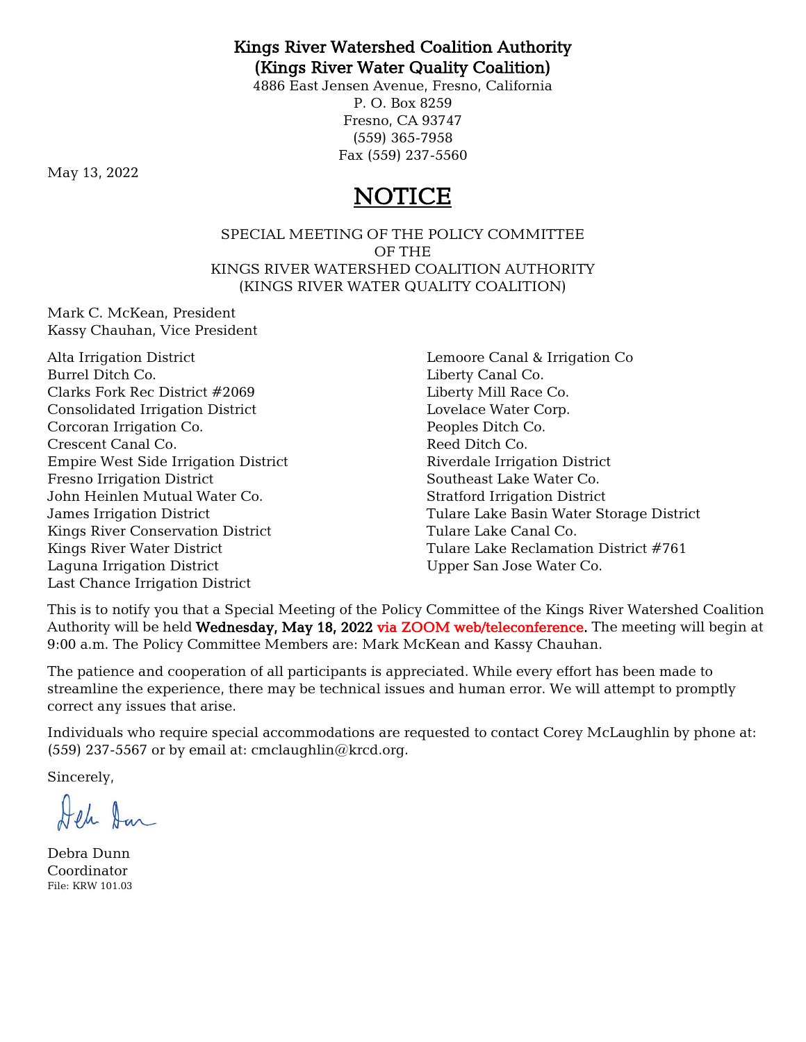**Kings River Watershed Coalition Authority**
**(Kings River Water Quality Coalition)**
4886 East Jensen Avenue, Fresno, California
P. O. Box 8259
Fresno, CA 93747
(559) 365-7958
Fax (559) 237-5560

May 13, 2022

# NOTICE

SPECIAL MEETING OF THE POLICY COMMITTEE
OF THE
KINGS RIVER WATERSHED COALITION AUTHORITY
(KINGS RIVER WATER QUALITY COALITION)

Mark C. McKean, President
Kassy Chauhan, Vice President

Alta Irrigation District
Burrel Ditch Co.
Clarks Fork Rec District #2069
Consolidated Irrigation District
Corcoran Irrigation Co.
Crescent Canal Co.
Empire West Side Irrigation District
Fresno Irrigation District
John Heinlen Mutual Water Co.
James Irrigation District
Kings River Conservation District
Kings River Water District
Laguna Irrigation District
Last Chance Irrigation District
Lemoore Canal & Irrigation Co
Liberty Canal Co.
Liberty Mill Race Co.
Lovelace Water Corp.
Peoples Ditch Co.
Reed Ditch Co.
Riverdale Irrigation District
Southeast Lake Water Co.
Stratford Irrigation District
Tulare Lake Basin Water Storage District
Tulare Lake Canal Co.
Tulare Lake Reclamation District #761
Upper San Jose Water Co.

This is to notify you that a Special Meeting of the Policy Committee of the Kings River Watershed Coalition Authority will be held **Wednesday, May 18, 2022** via ZOOM web/teleconference**.** The meeting will begin at 9:00 a.m. The Policy Committee Members are: Mark McKean and Kassy Chauhan.

The patience and cooperation of all participants is appreciated. While every effort has been made to streamline the experience, there may be technical issues and human error. We will attempt to promptly correct any issues that arise.

Individuals who require special accommodations are requested to contact Corey McLaughlin by phone at: (559) 237-5567 or by email at: cmclaughlin@krcd.org.

Sincerely,

Debra Dunn
Coordinator
File: KRW 101.03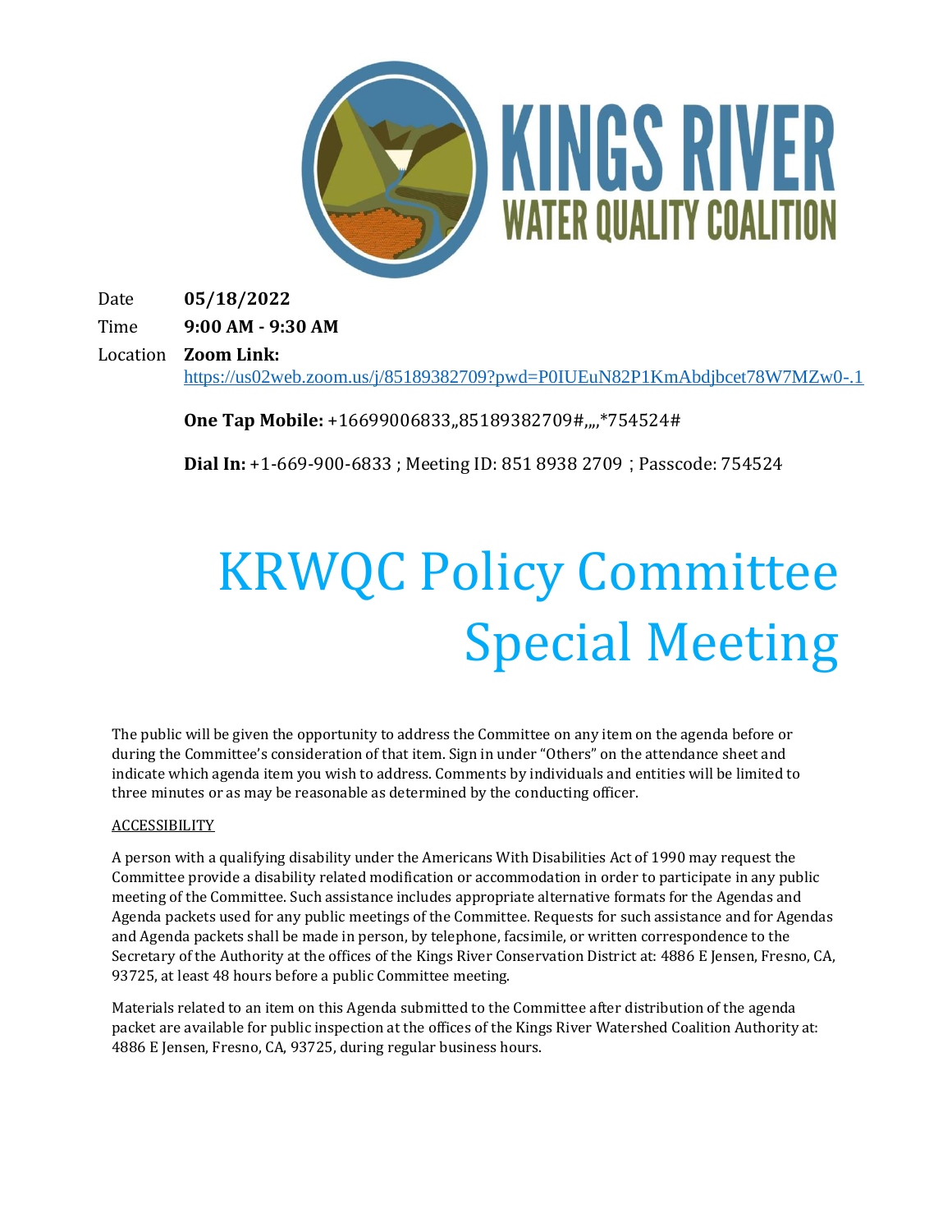KINGS RIVER WATER QUALITY COALITION

Date **05/18/2022**

Time **9:00 AM - 9:30 AM**

Location **Zoom Link:**
https://us02web.zoom.us/j/85189382709?pwd=P0IUEuN82P1KmAbdjbcet78W7MZw0-.1

**One Tap Mobile:** +16699006833,,85189382709#,,,,*754524#

**Dial In:** +1-669-900-6833 ; Meeting ID: 851 8938 2709 ; Passcode: 754524

# KRWQC Policy Committee Special Meeting

The public will be given the opportunity to address the Committee on any item on the agenda before or during the Committee's consideration of that item. Sign in under "Others" on the attendance sheet and indicate which agenda item you wish to address. Comments by individuals and entities will be limited to three minutes or as may be reasonable as determined by the conducting officer.

ACCESSIBILITY

A person with a qualifying disability under the Americans With Disabilities Act of 1990 may request the Committee provide a disability related modification or accommodation in order to participate in any public meeting of the Committee. Such assistance includes appropriate alternative formats for the Agendas and Agenda packets used for any public meetings of the Committee. Requests for such assistance and for Agendas and Agenda packets shall be made in person, by telephone, facsimile, or written correspondence to the Secretary of the Authority at the offices of the Kings River Conservation District at: 4886 E Jensen, Fresno, CA, 93725, at least 48 hours before a public Committee meeting.

Materials related to an item on this Agenda submitted to the Committee after distribution of the agenda packet are available for public inspection at the offices of the Kings River Watershed Coalition Authority at: 4886 E Jensen, Fresno, CA, 93725, during regular business hours.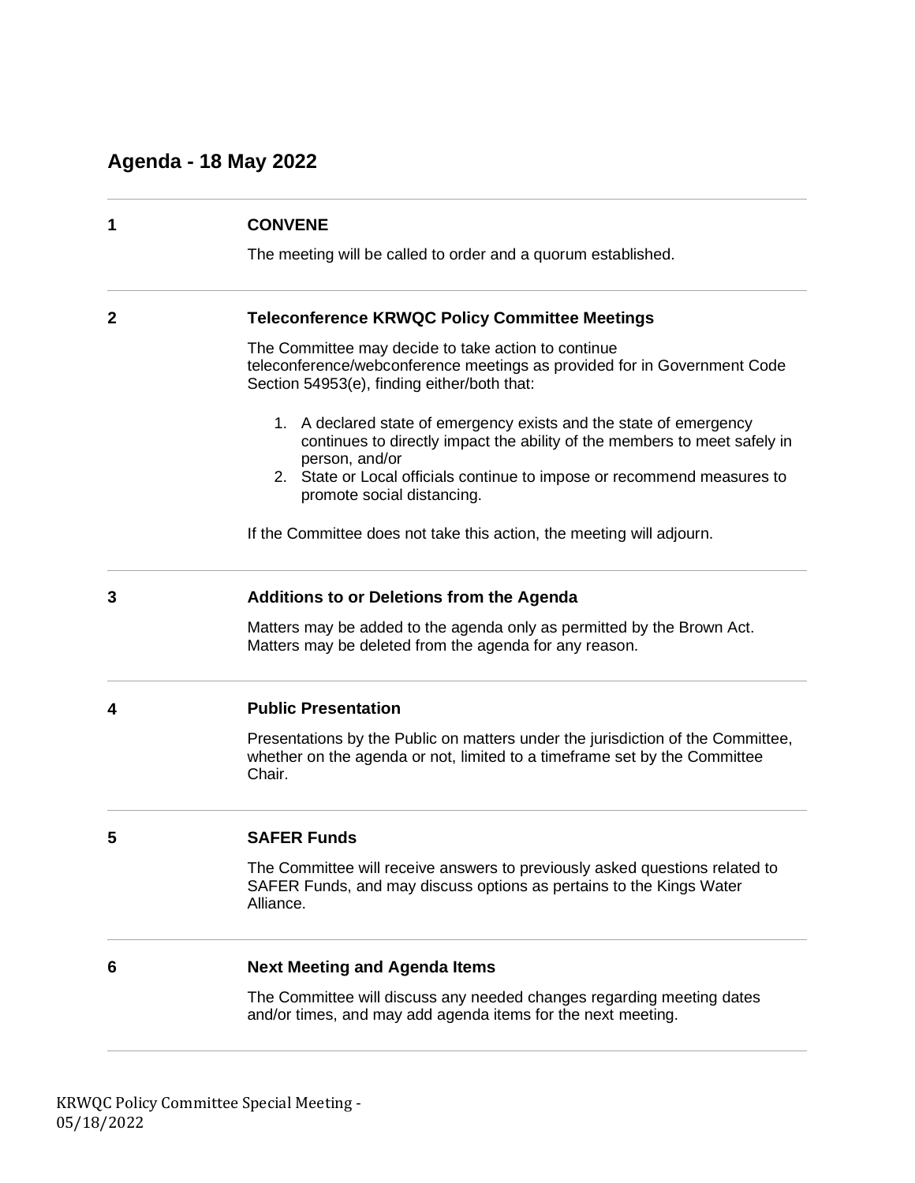## Agenda - 18 May 2022

---

**1 CONVENE**

The meeting will be called to order and a quorum established.

---

**2 Teleconference KRWQC Policy Committee Meetings**

The Committee may decide to take action to continue teleconference/webconference meetings as provided for in Government Code Section 54953(e), finding either/both that:

1. A declared state of emergency exists and the state of emergency continues to directly impact the ability of the members to meet safely in person, and/or
2. State or Local officials continue to impose or recommend measures to promote social distancing.

If the Committee does not take this action, the meeting will adjourn.

---

**3 Additions to or Deletions from the Agenda**

Matters may be added to the agenda only as permitted by the Brown Act. Matters may be deleted from the agenda for any reason.

---

**4 Public Presentation**

Presentations by the Public on matters under the jurisdiction of the Committee, whether on the agenda or not, limited to a timeframe set by the Committee Chair.

---

**5 SAFER Funds**

The Committee will receive answers to previously asked questions related to SAFER Funds, and may discuss options as pertains to the Kings Water Alliance.

---

**6 Next Meeting and Agenda Items**

The Committee will discuss any needed changes regarding meeting dates and/or times, and may add agenda items for the next meeting.

---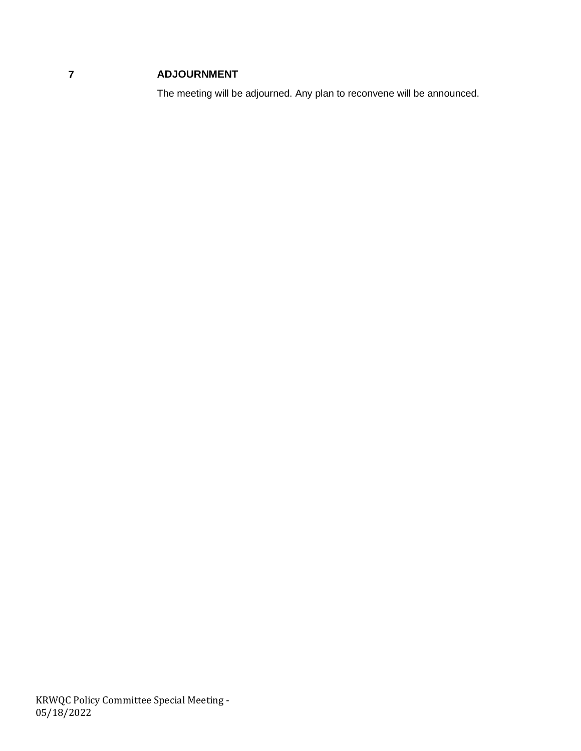**7** **ADJOURNMENT**

The meeting will be adjourned. Any plan to reconvene will be announced.